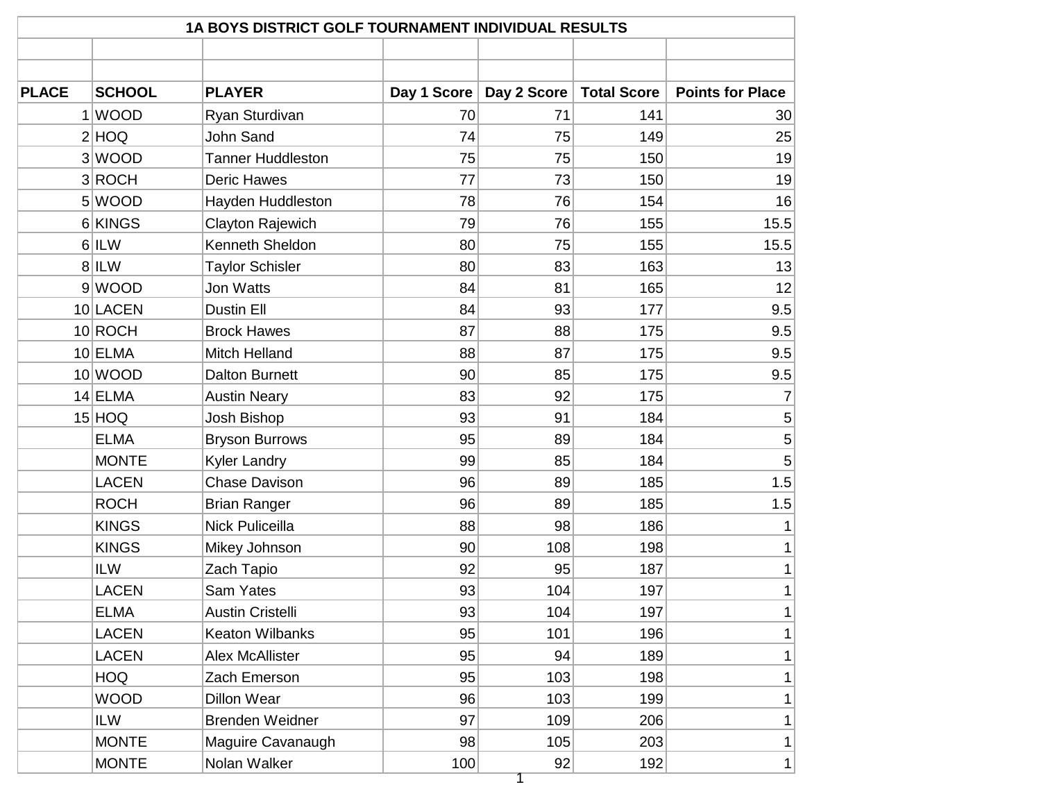# 1A BOYS DISTRICT GOLF TOURNAMENT INDIVIDUAL RESULTS

| PLACE | SCHOOL | PLAYER | Day 1 Score | Day 2 Score | Total Score | Points for Place |
|---|---|---|---|---|---|---|
| 1 | WOOD | Ryan Sturdivan | 70 | 71 | 141 | 30 |
| 2 | HOQ | John Sand | 74 | 75 | 149 | 25 |
| 3 | WOOD | Tanner Huddleston | 75 | 75 | 150 | 19 |
| 3 | ROCH | Deric Hawes | 77 | 73 | 150 | 19 |
| 5 | WOOD | Hayden Huddleston | 78 | 76 | 154 | 16 |
| 6 | KINGS | Clayton Rajewich | 79 | 76 | 155 | 15.5 |
| 6 | ILW | Kenneth Sheldon | 80 | 75 | 155 | 15.5 |
| 8 | ILW | Taylor Schisler | 80 | 83 | 163 | 13 |
| 9 | WOOD | Jon Watts | 84 | 81 | 165 | 12 |
| 10 | LACEN | Dustin Ell | 84 | 93 | 177 | 9.5 |
| 10 | ROCH | Brock Hawes | 87 | 88 | 175 | 9.5 |
| 10 | ELMA | Mitch Helland | 88 | 87 | 175 | 9.5 |
| 10 | WOOD | Dalton Burnett | 90 | 85 | 175 | 9.5 |
| 14 | ELMA | Austin Neary | 83 | 92 | 175 | 7 |
| 15 | HOQ | Josh Bishop | 93 | 91 | 184 | 5 |
| | ELMA | Bryson Burrows | 95 | 89 | 184 | 5 |
| | MONTE | Kyler Landry | 99 | 85 | 184 | 5 |
| | LACEN | Chase Davison | 96 | 89 | 185 | 1.5 |
| | ROCH | Brian Ranger | 96 | 89 | 185 | 1.5 |
| | KINGS | Nick Puliceilla | 88 | 98 | 186 | 1 |
| | KINGS | Mikey Johnson | 90 | 108 | 198 | 1 |
| | ILW | Zach Tapio | 92 | 95 | 187 | 1 |
| | LACEN | Sam Yates | 93 | 104 | 197 | 1 |
| | ELMA | Austin Cristelli | 93 | 104 | 197 | 1 |
| | LACEN | Keaton Wilbanks | 95 | 101 | 196 | 1 |
| | LACEN | Alex McAllister | 95 | 94 | 189 | 1 |
| | HOQ | Zach Emerson | 95 | 103 | 198 | 1 |
| | WOOD | Dillon Wear | 96 | 103 | 199 | 1 |
| | ILW | Brenden Weidner | 97 | 109 | 206 | 1 |
| | MONTE | Maguire Cavanaugh | 98 | 105 | 203 | 1 |
| | MONTE | Nolan Walker | 100 | 92 | 192 | 1 |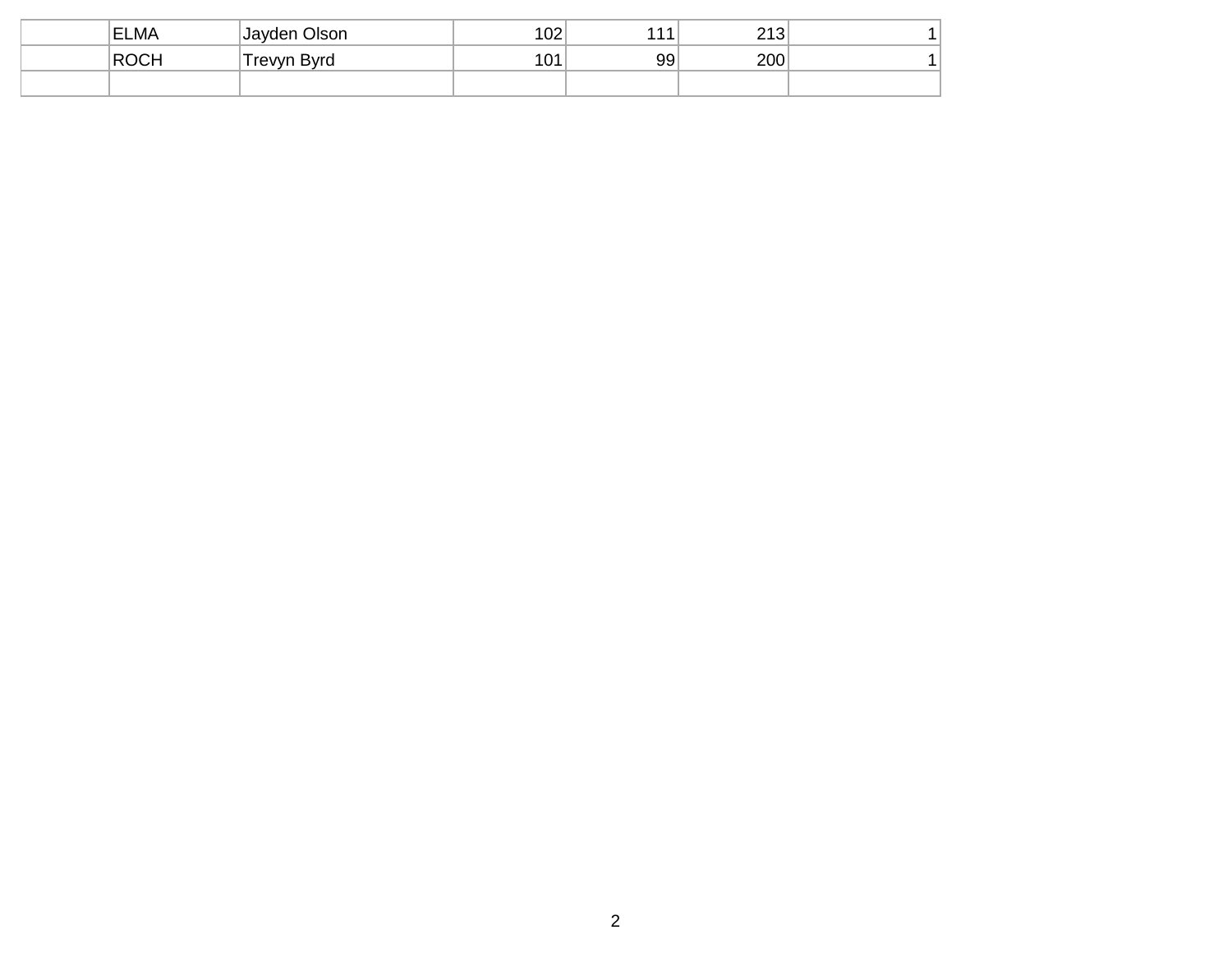| | | | | | | |
|---|---|---|---|---|---|---|
| | ELMA | Jayden Olson | 102 | 111 | 213 | 1 |
| | ROCH | Trevyn Byrd | 101 | 99 | 200 | 1 |
| | | | | | | |